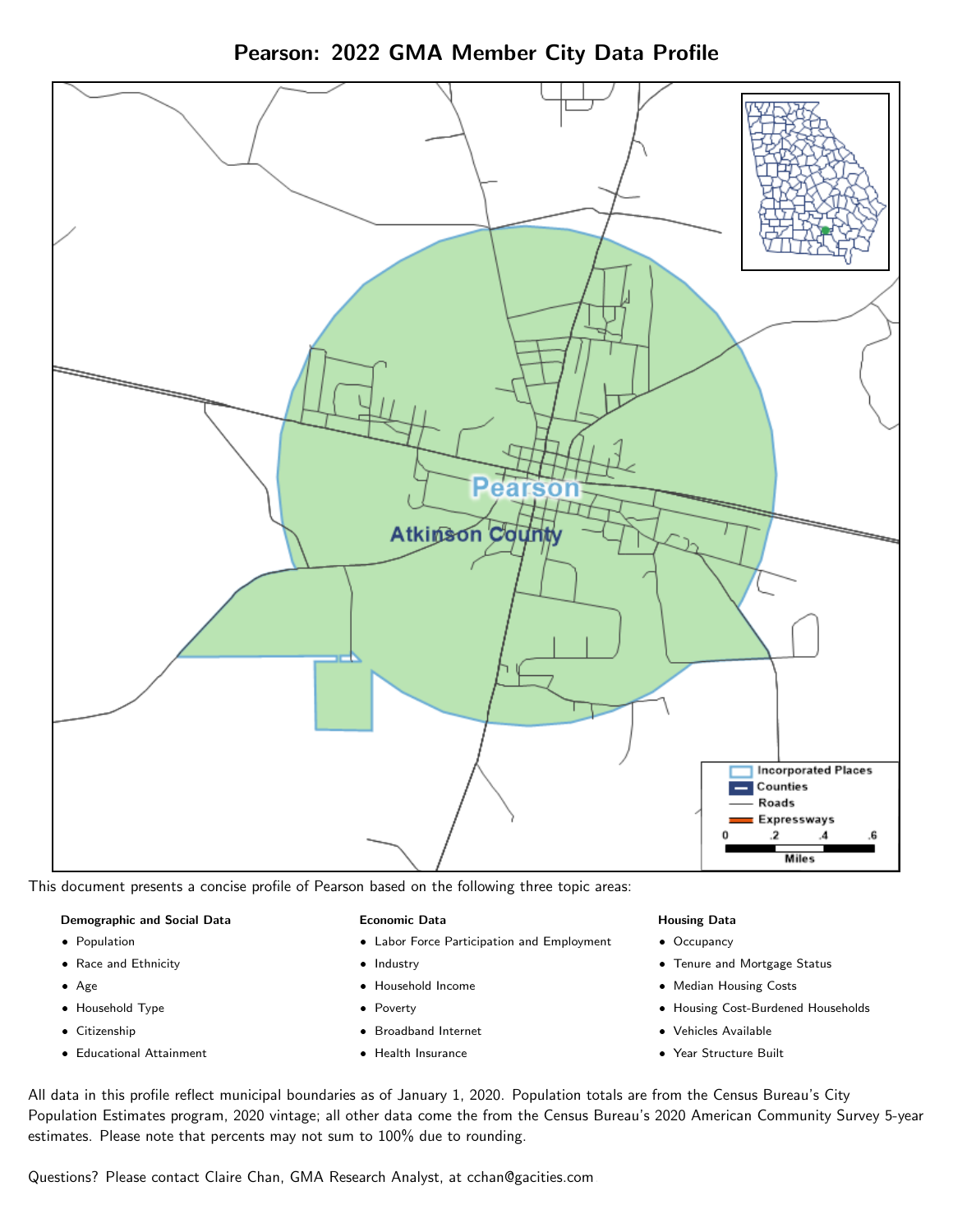# Pearson: 2022 GMA Member City Data Profile

This document presents a concise profile of Pearson based on the following three topic areas:

**Demographic and Social Data**

- Population
- Race and Ethnicity
- Age
- Household Type
- Citizenship
- Educational Attainment

**Economic Data**

- Labor Force Participation and Employment
- Industry
- Household Income
- Poverty
- Broadband Internet
- Health Insurance

**Housing Data**

- Occupancy
- Tenure and Mortgage Status
- Median Housing Costs
- Housing Cost-Burdened Households
- Vehicles Available
- Year Structure Built

All data in this profile reflect municipal boundaries as of January 1, 2020. Population totals are from the Census Bureau's City Population Estimates program, 2020 vintage; all other data come the from the Census Bureau's 2020 American Community Survey 5-year estimates. Please note that percents may not sum to 100% due to rounding.

Questions? Please contact Claire Chan, GMA Research Analyst, at cchan@gacities.com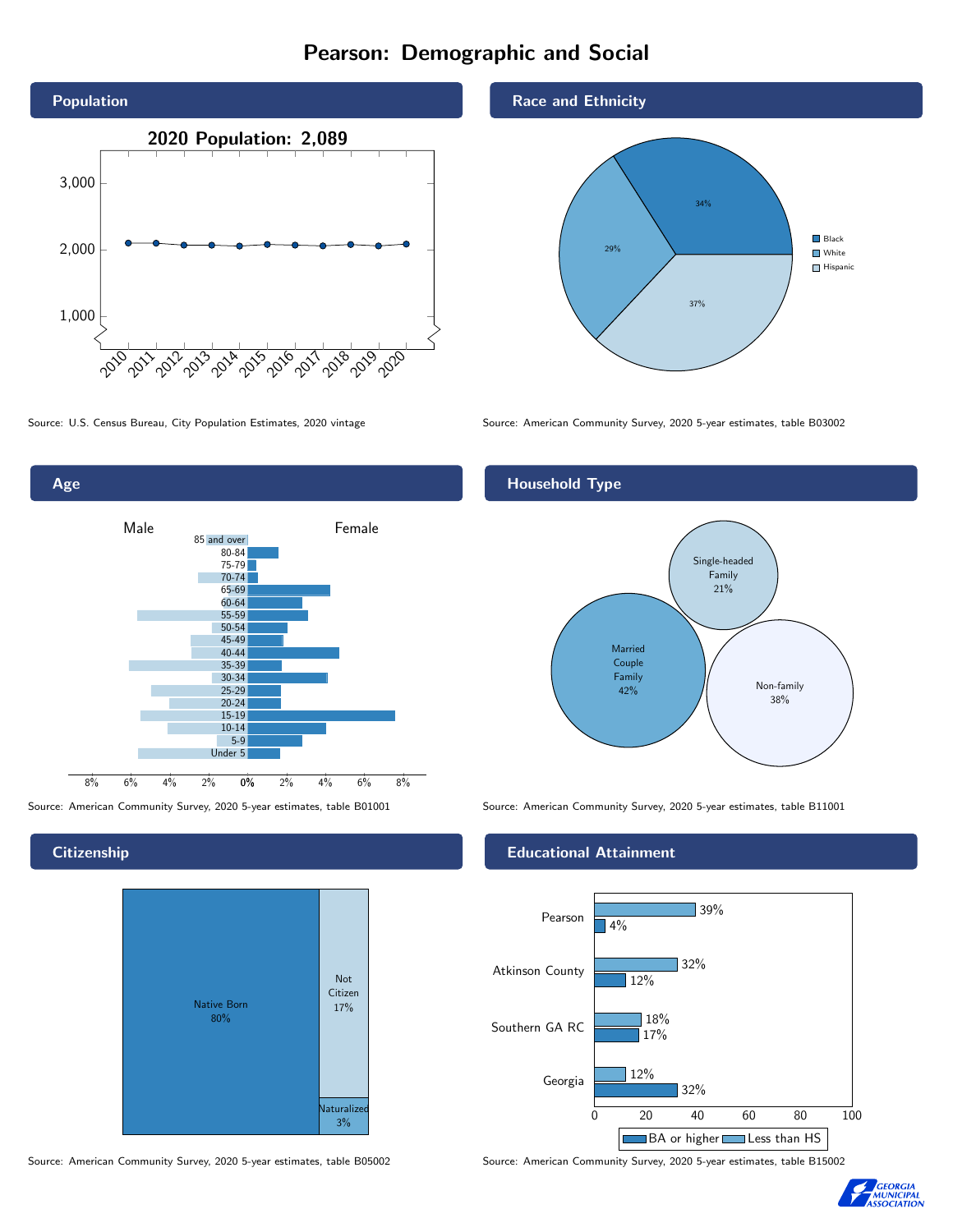# Pearson: Demographic and Social

## Population

2020 Population: 2,089

Source: U.S. Census Bureau, City Population Estimates, 2020 vintage

## Race and Ethnicity

| Group | Percent |
|---|---|
| Black | 34% |
| White | 29% |
| Hispanic | 37% |

Source: American Community Survey, 2020 5-year estimates, table B03002

## Age

Male / Female

Source: American Community Survey, 2020 5-year estimates, table B01001

## Household Type

| Type | Percent |
|---|---|
| Married Couple Family | 42% |
| Single-headed Family | 21% |
| Non-family | 38% |

Source: American Community Survey, 2020 5-year estimates, table B11001

## Citizenship

| Status | Percent |
|---|---|
| Native Born | 80% |
| Not Citizen | 17% |
| Naturalized | 3% |

Source: American Community Survey, 2020 5-year estimates, table B05002

## Educational Attainment

| Area | Less than HS | BA or higher |
|---|---|---|
| Pearson | 39% | 4% |
| Atkinson County | 32% | 12% |
| Southern GA RC | 18% | 17% |
| Georgia | 12% | 32% |

Source: American Community Survey, 2020 5-year estimates, table B15002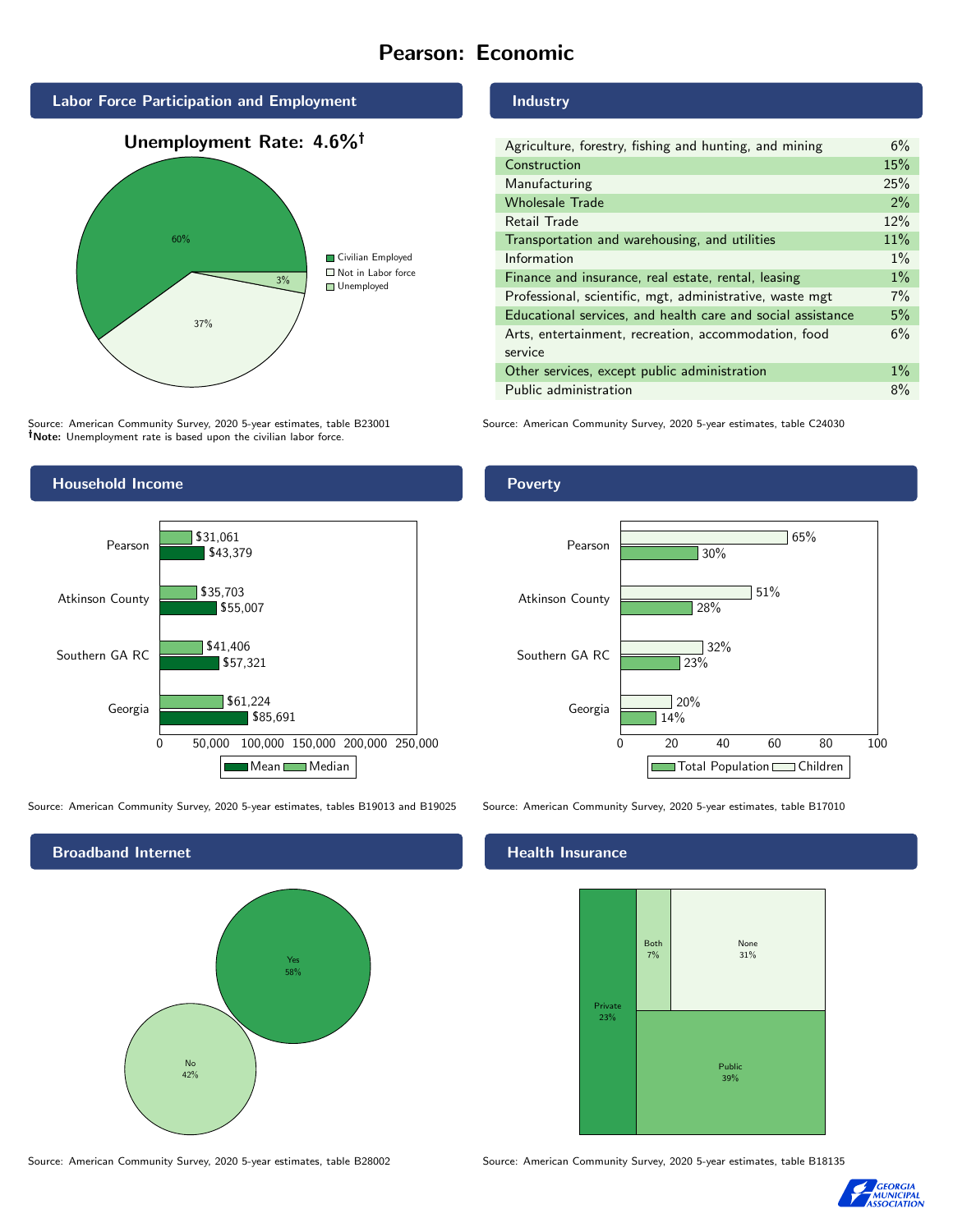# Pearson: Economic

## Labor Force Participation and Employment

**Unemployment Rate: 4.6%†**

| Category | Percent |
|---|---|
| Civilian Employed | 60% |
| Not in Labor force | 37% |
| Unemployed | 3% |

Source: American Community Survey, 2020 5-year estimates, table B23001
**†Note:** Unemployment rate is based upon the civilian labor force.

## Industry

| Industry | Percent |
|---|---|
| Agriculture, forestry, fishing and hunting, and mining | 6% |
| Construction | 15% |
| Manufacturing | 25% |
| Wholesale Trade | 2% |
| Retail Trade | 12% |
| Transportation and warehousing, and utilities | 11% |
| Information | 1% |
| Finance and insurance, real estate, rental, leasing | 1% |
| Professional, scientific, mgt, administrative, waste mgt | 7% |
| Educational services, and health care and social assistance | 5% |
| Arts, entertainment, recreation, accommodation, food service | 6% |
| Other services, except public administration | 1% |
| Public administration | 8% |

Source: American Community Survey, 2020 5-year estimates, table C24030

## Household Income

| | Median | Mean |
|---|---|---|
| Pearson | $31,061 | $43,379 |
| Atkinson County | $35,703 | $55,007 |
| Southern GA RC | $41,406 | $57,321 |
| Georgia | $61,224 | $85,691 |

Source: American Community Survey, 2020 5-year estimates, tables B19013 and B19025

## Poverty

| | Children | Total Population |
|---|---|---|
| Pearson | 65% | 30% |
| Atkinson County | 51% | 28% |
| Southern GA RC | 32% | 23% |
| Georgia | 20% | 14% |

Source: American Community Survey, 2020 5-year estimates, table B17010

## Broadband Internet

| | Percent |
|---|---|
| Yes | 58% |
| No | 42% |

Source: American Community Survey, 2020 5-year estimates, table B28002

## Health Insurance

| | Percent |
|---|---|
| Private | 23% |
| Both | 7% |
| None | 31% |
| Public | 39% |

Source: American Community Survey, 2020 5-year estimates, table B18135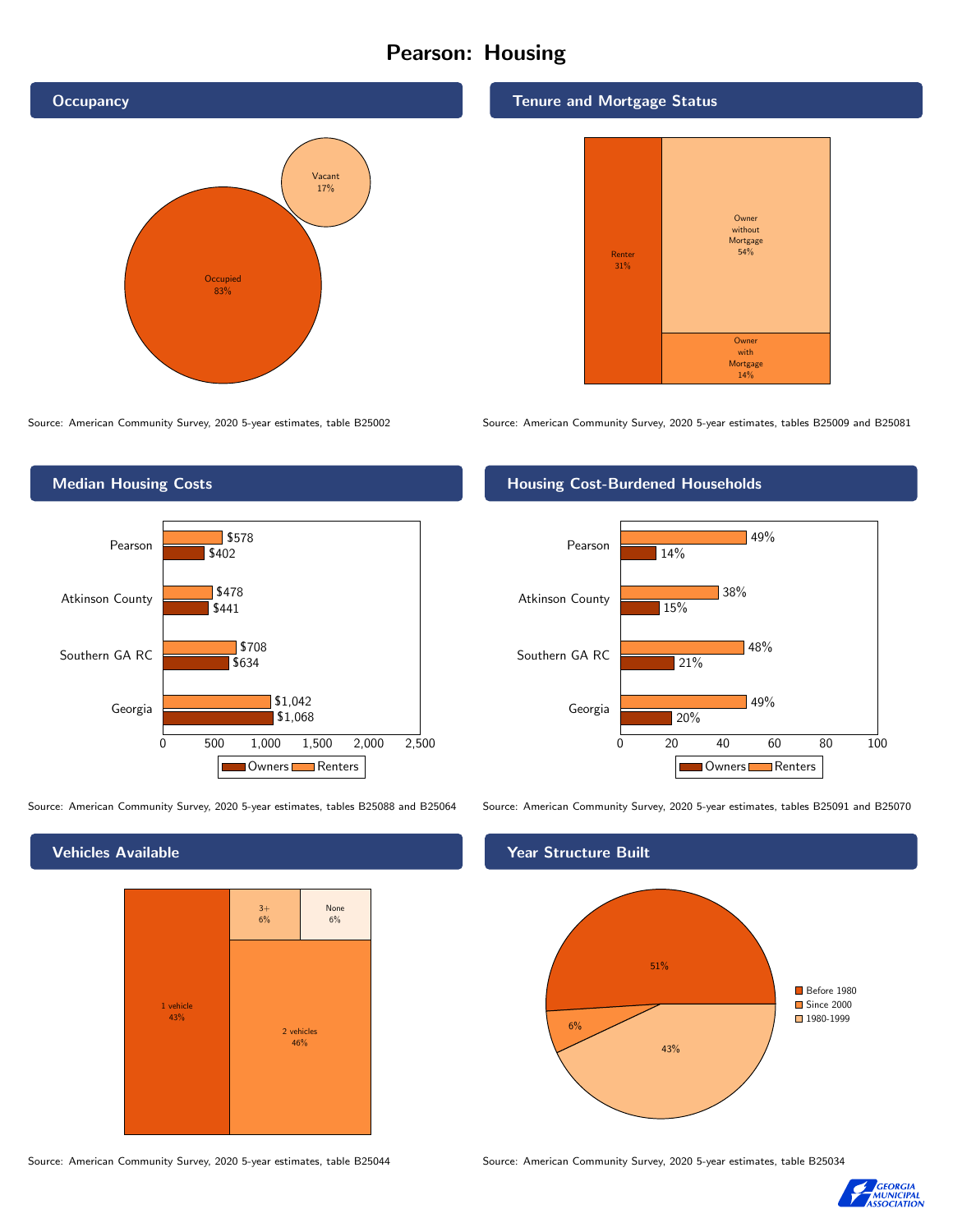# Pearson: Housing

## Occupancy

Vacant
17%

Occupied
83%

Source: American Community Survey, 2020 5-year estimates, table B25002

## Tenure and Mortgage Status

Renter
31%

Owner
without
Mortgage
54%

Owner
with
Mortgage
14%

Source: American Community Survey, 2020 5-year estimates, tables B25009 and B25081

## Median Housing Costs

Pearson
$578
$402

Atkinson County
$478
$441

Southern GA RC
$708
$634

Georgia
$1,042
$1,068

0 500 1,000 1,500 2,000 2,500

Owners Renters

Source: American Community Survey, 2020 5-year estimates, tables B25088 and B25064

## Housing Cost-Burdened Households

Pearson
49%
14%

Atkinson County
38%
15%

Southern GA RC
48%
21%

Georgia
49%
20%

0 20 40 60 80 100

Owners Renters

Source: American Community Survey, 2020 5-year estimates, tables B25091 and B25070

## Vehicles Available

1 vehicle
43%

3+
6%

None
6%

2 vehicles
46%

Source: American Community Survey, 2020 5-year estimates, table B25044

## Year Structure Built

51%

6%

43%

Before 1980
Since 2000
1980-1999

Source: American Community Survey, 2020 5-year estimates, table B25034